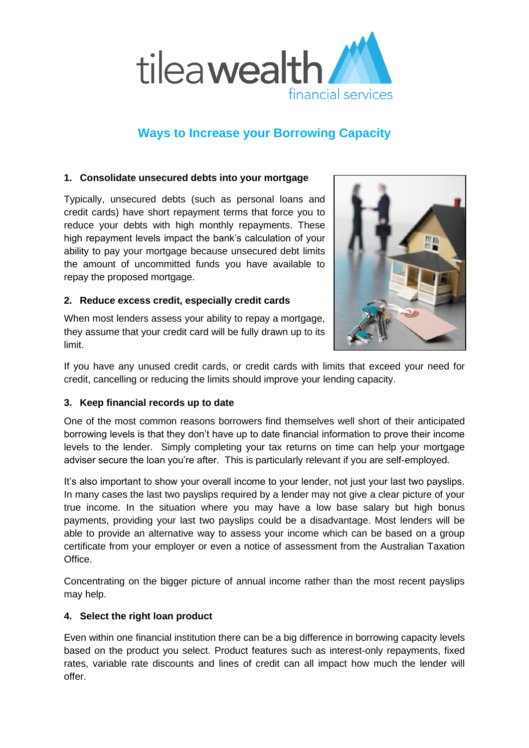# Ways to Increase your Borrowing Capacity

## 1. Consolidate unsecured debts into your mortgage

Typically, unsecured debts (such as personal loans and credit cards) have short repayment terms that force you to reduce your debts with high monthly repayments. These high repayment levels impact the bank's calculation of your ability to pay your mortgage because unsecured debt limits the amount of uncommitted funds you have available to repay the proposed mortgage.

## 2. Reduce excess credit, especially credit cards

When most lenders assess your ability to repay a mortgage, they assume that your credit card will be fully drawn up to its limit.

If you have any unused credit cards, or credit cards with limits that exceed your need for credit, cancelling or reducing the limits should improve your lending capacity.

## 3. Keep financial records up to date

One of the most common reasons borrowers find themselves well short of their anticipated borrowing levels is that they don't have up to date financial information to prove their income levels to the lender. Simply completing your tax returns on time can help your mortgage adviser secure the loan you're after. This is particularly relevant if you are self-employed.

It's also important to show your overall income to your lender, not just your last two payslips. In many cases the last two payslips required by a lender may not give a clear picture of your true income. In the situation where you may have a low base salary but high bonus payments, providing your last two payslips could be a disadvantage. Most lenders will be able to provide an alternative way to assess your income which can be based on a group certificate from your employer or even a notice of assessment from the Australian Taxation Office.

Concentrating on the bigger picture of annual income rather than the most recent payslips may help.

## 4. Select the right loan product

Even within one financial institution there can be a big difference in borrowing capacity levels based on the product you select. Product features such as interest-only repayments, fixed rates, variable rate discounts and lines of credit can all impact how much the lender will offer.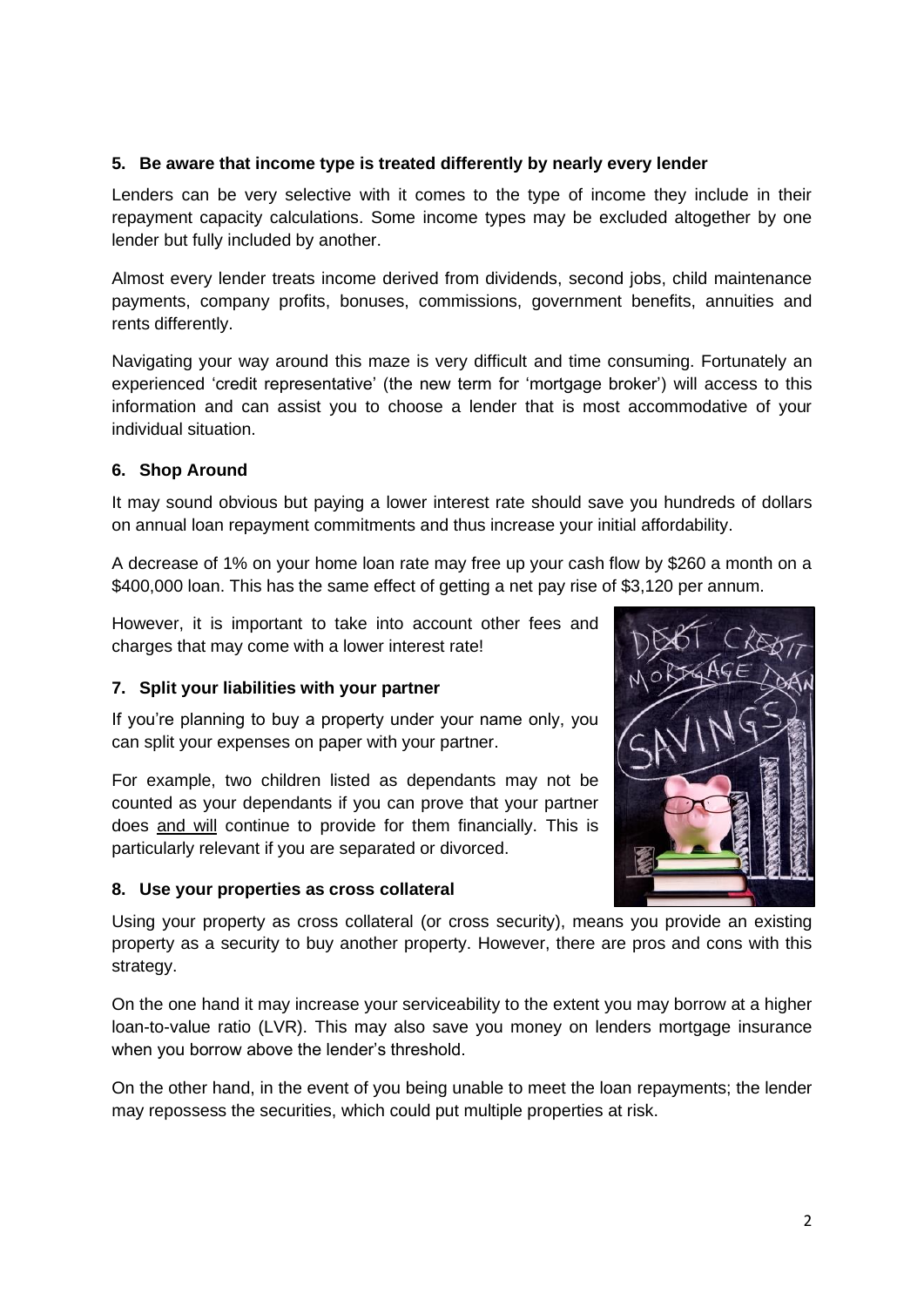**5. Be aware that income type is treated differently by nearly every lender**

Lenders can be very selective with it comes to the type of income they include in their repayment capacity calculations. Some income types may be excluded altogether by one lender but fully included by another.

Almost every lender treats income derived from dividends, second jobs, child maintenance payments, company profits, bonuses, commissions, government benefits, annuities and rents differently.

Navigating your way around this maze is very difficult and time consuming. Fortunately an experienced 'credit representative' (the new term for 'mortgage broker') will access to this information and can assist you to choose a lender that is most accommodative of your individual situation.

**6. Shop Around**

It may sound obvious but paying a lower interest rate should save you hundreds of dollars on annual loan repayment commitments and thus increase your initial affordability.

A decrease of 1% on your home loan rate may free up your cash flow by $260 a month on a $400,000 loan. This has the same effect of getting a net pay rise of $3,120 per annum.

However, it is important to take into account other fees and charges that may come with a lower interest rate!

**7. Split your liabilities with your partner**

If you're planning to buy a property under your name only, you can split your expenses on paper with your partner.

For example, two children listed as dependants may not be counted as your dependants if you can prove that your partner does <u>and will</u> continue to provide for them financially. This is particularly relevant if you are separated or divorced.

**8. Use your properties as cross collateral**

Using your property as cross collateral (or cross security), means you provide an existing property as a security to buy another property. However, there are pros and cons with this strategy.

On the one hand it may increase your serviceability to the extent you may borrow at a higher loan-to-value ratio (LVR). This may also save you money on lenders mortgage insurance when you borrow above the lender's threshold.

On the other hand, in the event of you being unable to meet the loan repayments; the lender may repossess the securities, which could put multiple properties at risk.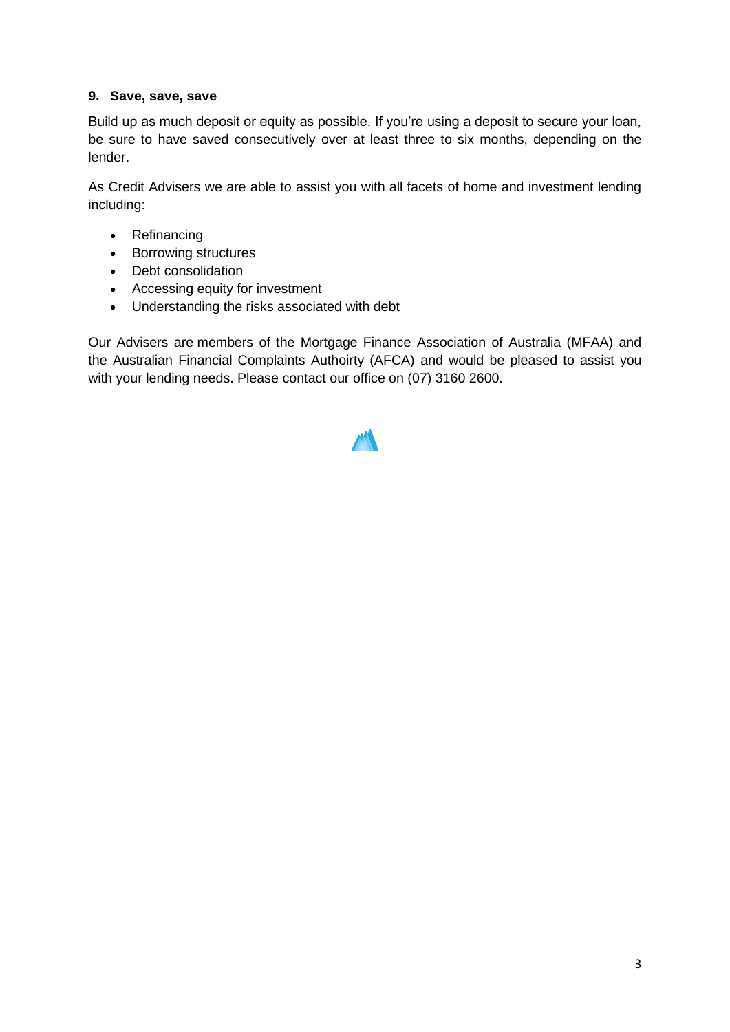### 9. Save, save, save

Build up as much deposit or equity as possible. If you're using a deposit to secure your loan, be sure to have saved consecutively over at least three to six months, depending on the lender.

As Credit Advisers we are able to assist you with all facets of home and investment lending including:

- Refinancing
- Borrowing structures
- Debt consolidation
- Accessing equity for investment
- Understanding the risks associated with debt

Our Advisers are members of the Mortgage Finance Association of Australia (MFAA) and the Australian Financial Complaints Authoirty (AFCA) and would be pleased to assist you with your lending needs. Please contact our office on (07) 3160 2600.